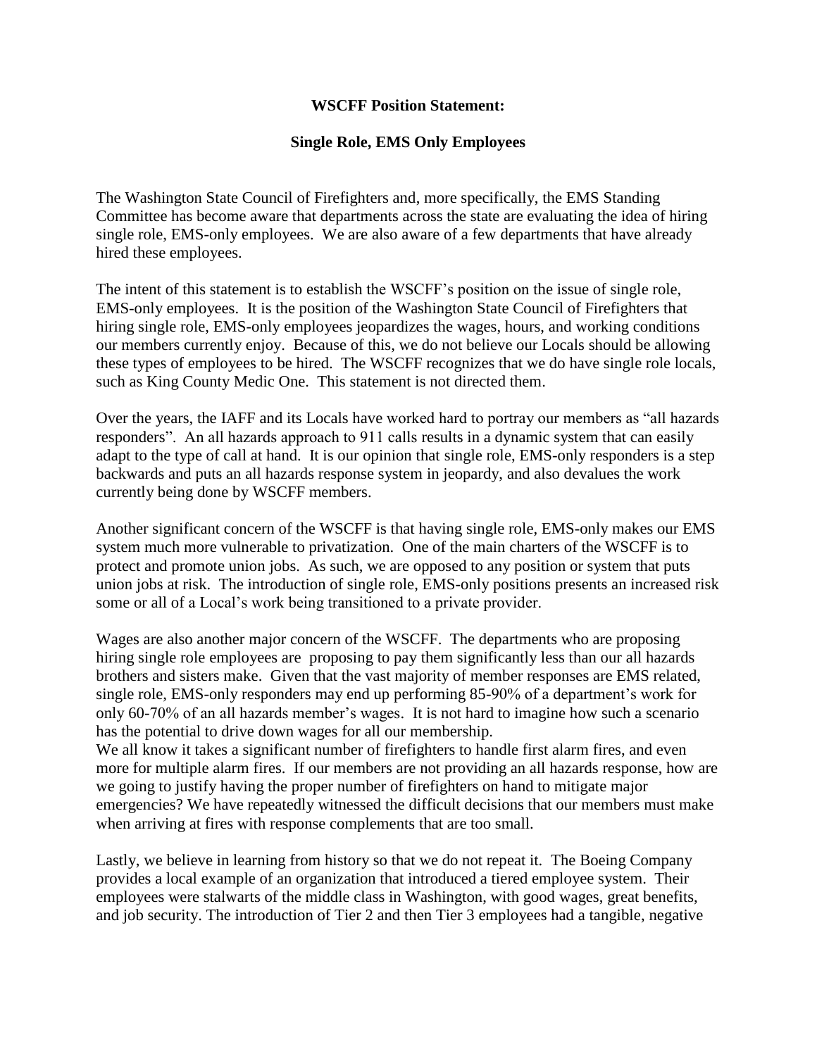**WSCFF Position Statement:**

**Single Role, EMS Only Employees**

The Washington State Council of Firefighters and, more specifically, the EMS Standing Committee has become aware that departments across the state are evaluating the idea of hiring single role, EMS-only employees. We are also aware of a few departments that have already hired these employees.

The intent of this statement is to establish the WSCFF's position on the issue of single role, EMS-only employees. It is the position of the Washington State Council of Firefighters that hiring single role, EMS-only employees jeopardizes the wages, hours, and working conditions our members currently enjoy. Because of this, we do not believe our Locals should be allowing these types of employees to be hired. The WSCFF recognizes that we do have single role locals, such as King County Medic One. This statement is not directed them.

Over the years, the IAFF and its Locals have worked hard to portray our members as "all hazards responders". An all hazards approach to 911 calls results in a dynamic system that can easily adapt to the type of call at hand. It is our opinion that single role, EMS-only responders is a step backwards and puts an all hazards response system in jeopardy, and also devalues the work currently being done by WSCFF members.

Another significant concern of the WSCFF is that having single role, EMS-only makes our EMS system much more vulnerable to privatization. One of the main charters of the WSCFF is to protect and promote union jobs. As such, we are opposed to any position or system that puts union jobs at risk. The introduction of single role, EMS-only positions presents an increased risk some or all of a Local's work being transitioned to a private provider.

Wages are also another major concern of the WSCFF. The departments who are proposing hiring single role employees are proposing to pay them significantly less than our all hazards brothers and sisters make. Given that the vast majority of member responses are EMS related, single role, EMS-only responders may end up performing 85-90% of a department's work for only 60-70% of an all hazards member's wages. It is not hard to imagine how such a scenario has the potential to drive down wages for all our membership.

We all know it takes a significant number of firefighters to handle first alarm fires, and even more for multiple alarm fires. If our members are not providing an all hazards response, how are we going to justify having the proper number of firefighters on hand to mitigate major emergencies? We have repeatedly witnessed the difficult decisions that our members must make when arriving at fires with response complements that are too small.

Lastly, we believe in learning from history so that we do not repeat it. The Boeing Company provides a local example of an organization that introduced a tiered employee system. Their employees were stalwarts of the middle class in Washington, with good wages, great benefits, and job security. The introduction of Tier 2 and then Tier 3 employees had a tangible, negative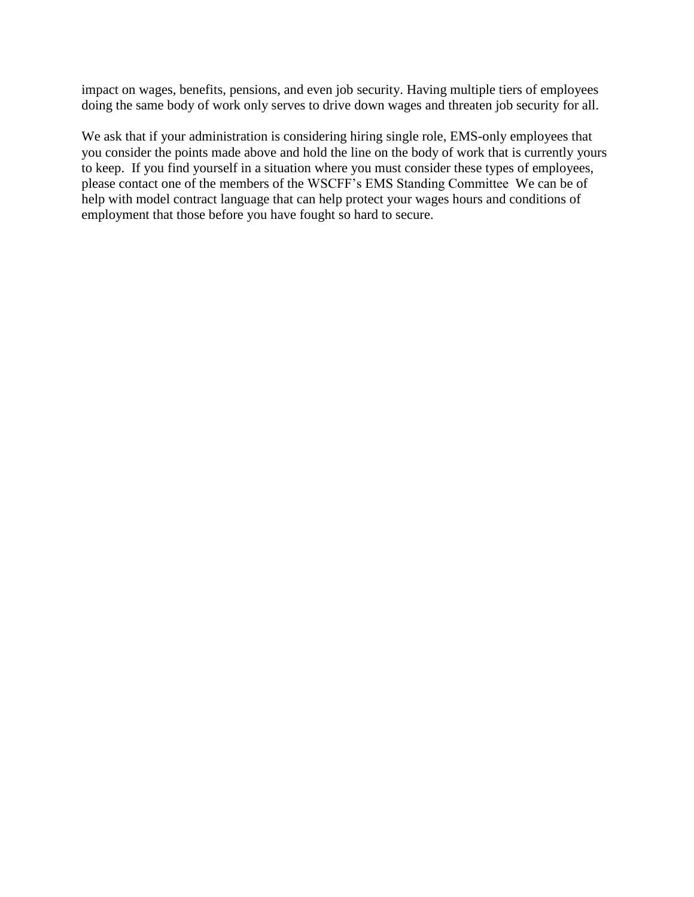impact on wages, benefits, pensions, and even job security. Having multiple tiers of employees doing the same body of work only serves to drive down wages and threaten job security for all.

We ask that if your administration is considering hiring single role, EMS-only employees that you consider the points made above and hold the line on the body of work that is currently yours to keep. If you find yourself in a situation where you must consider these types of employees, please contact one of the members of the WSCFF's EMS Standing Committee We can be of help with model contract language that can help protect your wages hours and conditions of employment that those before you have fought so hard to secure.